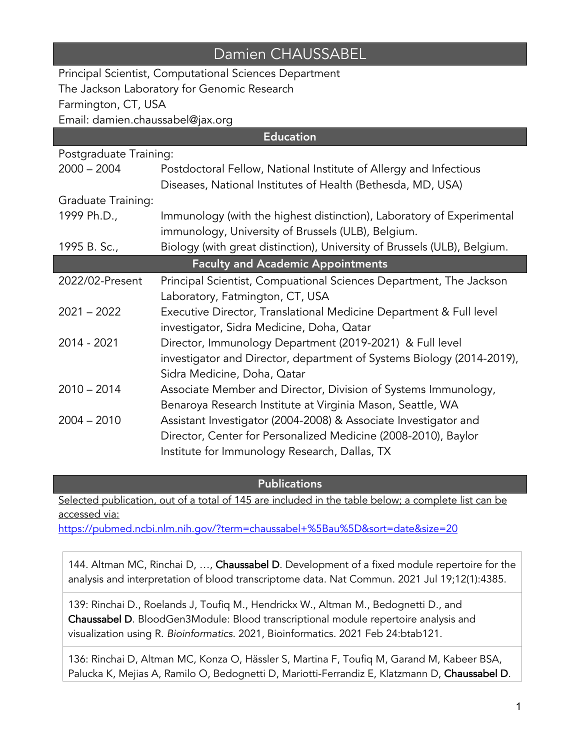# Damien CHAUSSABEL

Principal Scientist, Computational Sciences Department
The Jackson Laboratory for Genomic Research
Farmington, CT, USA
Email: damien.chaussabel@jax.org

## Education

Postgraduate Training:

| | |
|---|---|
| 2000 – 2004 | Postdoctoral Fellow, National Institute of Allergy and Infectious Diseases, National Institutes of Health (Bethesda, MD, USA) |

Graduate Training:

| | |
|---|---|
| 1999 Ph.D., | Immunology (with the highest distinction), Laboratory of Experimental immunology, University of Brussels (ULB), Belgium. |
| 1995 B. Sc., | Biology (with great distinction), University of Brussels (ULB), Belgium. |

## Faculty and Academic Appointments

| | |
|---|---|
| 2022/02-Present | Principal Scientist, Compuational Sciences Department, The Jackson Laboratory, Fatmington, CT, USA |
| 2021 – 2022 | Executive Director, Translational Medicine Department & Full level investigator, Sidra Medicine, Doha, Qatar |
| 2014 - 2021 | Director, Immunology Department (2019-2021) & Full level investigator and Director, department of Systems Biology (2014-2019), Sidra Medicine, Doha, Qatar |
| 2010 – 2014 | Associate Member and Director, Division of Systems Immunology, Benaroya Research Institute at Virginia Mason, Seattle, WA |
| 2004 – 2010 | Assistant Investigator (2004-2008) & Associate Investigator and Director, Center for Personalized Medicine (2008-2010), Baylor Institute for Immunology Research, Dallas, TX |

## Publications

Selected publication, out of a total of 145 are included in the table below; a complete list can be accessed via:
https://pubmed.ncbi.nlm.nih.gov/?term=chaussabel+%5Bau%5D&sort=date&size=20

144. Altman MC, Rinchai D, …, **Chaussabel D**. Development of a fixed module repertoire for the analysis and interpretation of blood transcriptome data. Nat Commun. 2021 Jul 19;12(1):4385.

139: Rinchai D., Roelands J, Toufiq M., Hendrickx W., Altman M., Bedognetti D., and **Chaussabel D**. BloodGen3Module: Blood transcriptional module repertoire analysis and visualization using R. *Bioinformatics.* 2021, Bioinformatics. 2021 Feb 24:btab121.

136: Rinchai D, Altman MC, Konza O, Hässler S, Martina F, Toufiq M, Garand M, Kabeer BSA, Palucka K, Mejias A, Ramilo O, Bedognetti D, Mariotti-Ferrandiz E, Klatzmann D, **Chaussabel D**.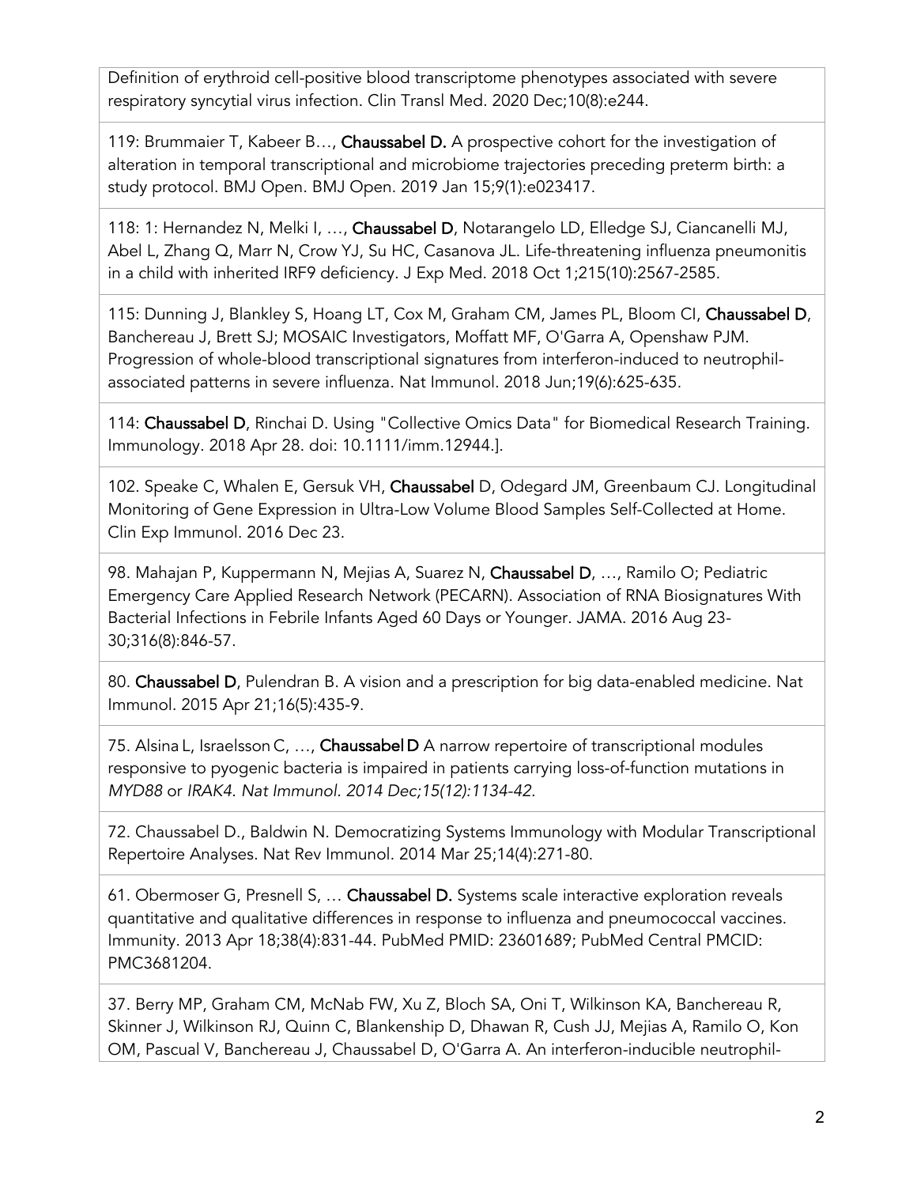Definition of erythroid cell-positive blood transcriptome phenotypes associated with severe respiratory syncytial virus infection. Clin Transl Med. 2020 Dec;10(8):e244.

119: Brummaier T, Kabeer B…, **Chaussabel D.** A prospective cohort for the investigation of alteration in temporal transcriptional and microbiome trajectories preceding preterm birth: a study protocol. BMJ Open. BMJ Open. 2019 Jan 15;9(1):e023417.

118: 1: Hernandez N, Melki I, …, **Chaussabel D**, Notarangelo LD, Elledge SJ, Ciancanelli MJ, Abel L, Zhang Q, Marr N, Crow YJ, Su HC, Casanova JL. Life-threatening influenza pneumonitis in a child with inherited IRF9 deficiency. J Exp Med. 2018 Oct 1;215(10):2567-2585.

115: Dunning J, Blankley S, Hoang LT, Cox M, Graham CM, James PL, Bloom CI, **Chaussabel D**, Banchereau J, Brett SJ; MOSAIC Investigators, Moffatt MF, O'Garra A, Openshaw PJM. Progression of whole-blood transcriptional signatures from interferon-induced to neutrophil-associated patterns in severe influenza. Nat Immunol. 2018 Jun;19(6):625-635.

114: **Chaussabel D**, Rinchai D. Using "Collective Omics Data" for Biomedical Research Training. Immunology. 2018 Apr 28. doi: 10.1111/imm.12944.].

102. Speake C, Whalen E, Gersuk VH, **Chaussabel** D, Odegard JM, Greenbaum CJ. Longitudinal Monitoring of Gene Expression in Ultra-Low Volume Blood Samples Self-Collected at Home. Clin Exp Immunol. 2016 Dec 23.

98. Mahajan P, Kuppermann N, Mejias A, Suarez N, **Chaussabel D**, …, Ramilo O; Pediatric Emergency Care Applied Research Network (PECARN). Association of RNA Biosignatures With Bacterial Infections in Febrile Infants Aged 60 Days or Younger. JAMA. 2016 Aug 23-30;316(8):846-57.

80. **Chaussabel D**, Pulendran B. A vision and a prescription for big data-enabled medicine. Nat Immunol. 2015 Apr 21;16(5):435-9.

75. Alsina L, Israelsson C, …, **Chaussabel D** A narrow repertoire of transcriptional modules responsive to pyogenic bacteria is impaired in patients carrying loss-of-function mutations in *MYD88* or *IRAK4. Nat Immunol. 2014 Dec;15(12):1134-42.*

72. Chaussabel D., Baldwin N. Democratizing Systems Immunology with Modular Transcriptional Repertoire Analyses. Nat Rev Immunol. 2014 Mar 25;14(4):271-80.

61. Obermoser G, Presnell S, … **Chaussabel D.** Systems scale interactive exploration reveals quantitative and qualitative differences in response to influenza and pneumococcal vaccines. Immunity. 2013 Apr 18;38(4):831-44. PubMed PMID: 23601689; PubMed Central PMCID: PMC3681204.

37. Berry MP, Graham CM, McNab FW, Xu Z, Bloch SA, Oni T, Wilkinson KA, Banchereau R, Skinner J, Wilkinson RJ, Quinn C, Blankenship D, Dhawan R, Cush JJ, Mejias A, Ramilo O, Kon OM, Pascual V, Banchereau J, Chaussabel D, O'Garra A. An interferon-inducible neutrophil-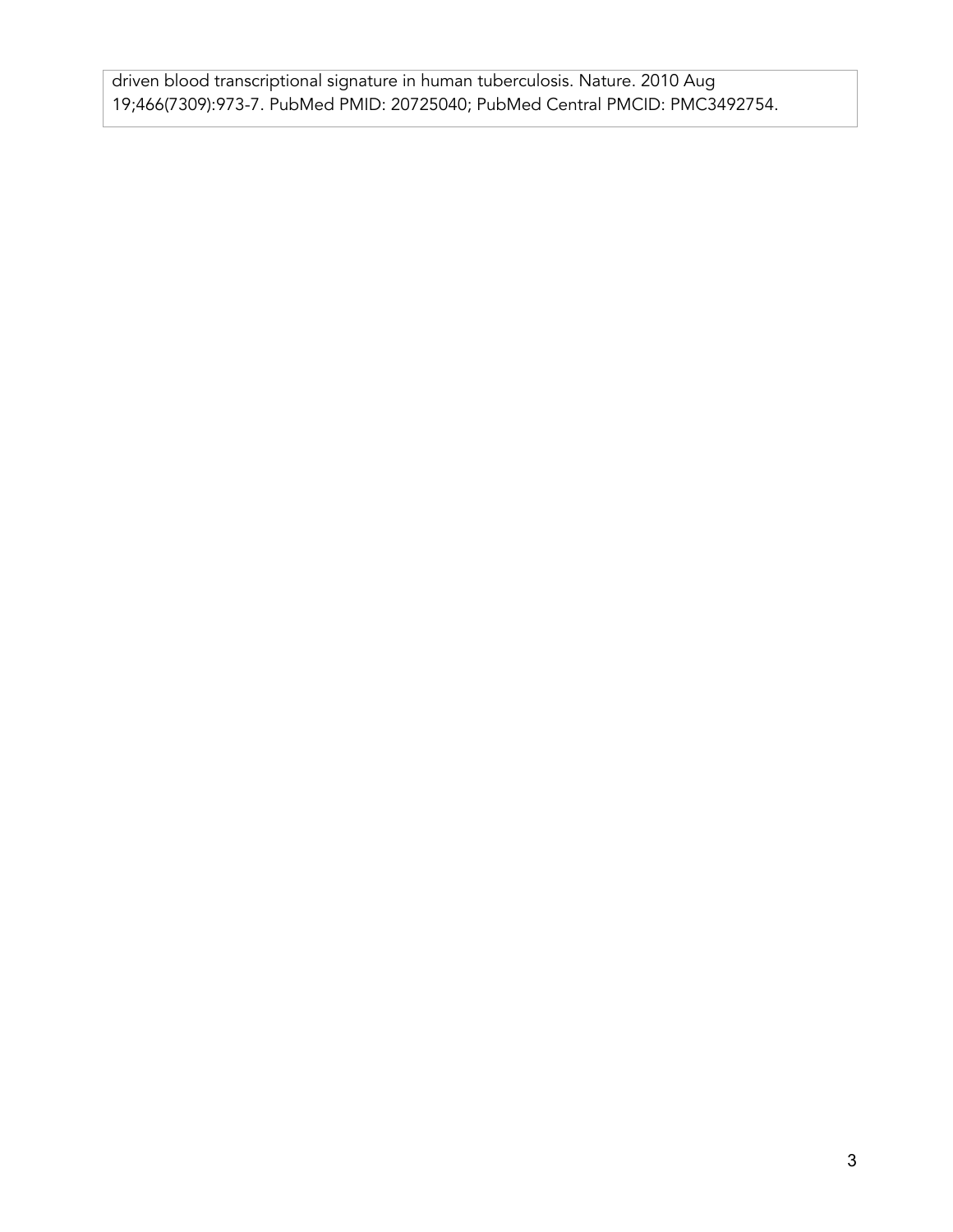driven blood transcriptional signature in human tuberculosis. Nature. 2010 Aug 19;466(7309):973-7. PubMed PMID: 20725040; PubMed Central PMCID: PMC3492754.